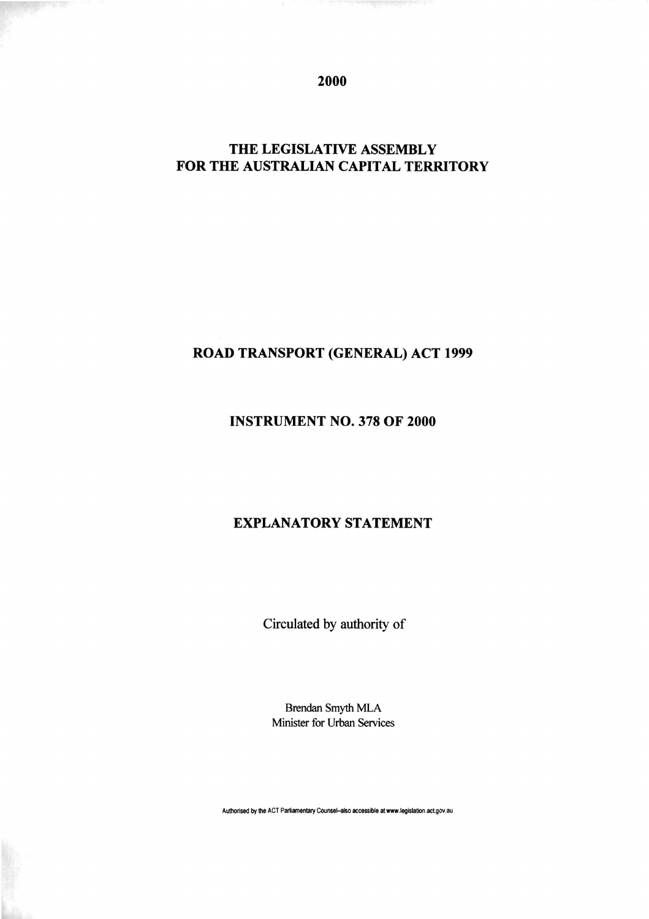**2000**

**THE LEGISLATIVE ASSEMBLY**
**FOR THE AUSTRALIAN CAPITAL TERRITORY**

**ROAD TRANSPORT (GENERAL) ACT 1999**

**INSTRUMENT NO. 378 OF 2000**

**EXPLANATORY STATEMENT**

Circulated by authority of

Brendan Smyth MLA
Minister for Urban Services

Authorised by the ACT Parliamentary Counsel–also accessible at www.legislation.act.gov.au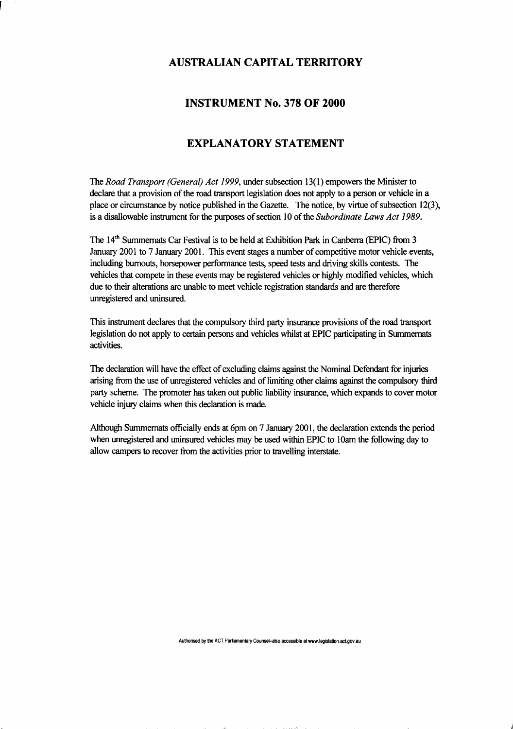# AUSTRALIAN CAPITAL TERRITORY

## INSTRUMENT No. 378 OF 2000

## EXPLANATORY STATEMENT

The *Road Transport (General) Act 1999*, under subsection 13(1) empowers the Minister to declare that a provision of the road transport legislation does not apply to a person or vehicle in a place or circumstance by notice published in the Gazette. The notice, by virtue of subsection 12(3), is a disallowable instrument for the purposes of section 10 of the *Subordinate Laws Act 1989*.

The 14th Summernats Car Festival is to be held at Exhibition Park in Canberra (EPIC) from 3 January 2001 to 7 January 2001. This event stages a number of competitive motor vehicle events, including burnouts, horsepower performance tests, speed tests and driving skills contests. The vehicles that compete in these events may be registered vehicles or highly modified vehicles, which due to their alterations are unable to meet vehicle registration standards and are therefore unregistered and uninsured.

This instrument declares that the compulsory third party insurance provisions of the road transport legislation do not apply to certain persons and vehicles whilst at EPIC participating in Summernats activities.

The declaration will have the effect of excluding claims against the Nominal Defendant for injuries arising from the use of unregistered vehicles and of limiting other claims against the compulsory third party scheme. The promoter has taken out public liability insurance, which expands to cover motor vehicle injury claims when this declaration is made.

Although Summernats officially ends at 6pm on 7 January 2001, the declaration extends the period when unregistered and uninsured vehicles may be used within EPIC to 10am the following day to allow campers to recover from the activities prior to travelling interstate.